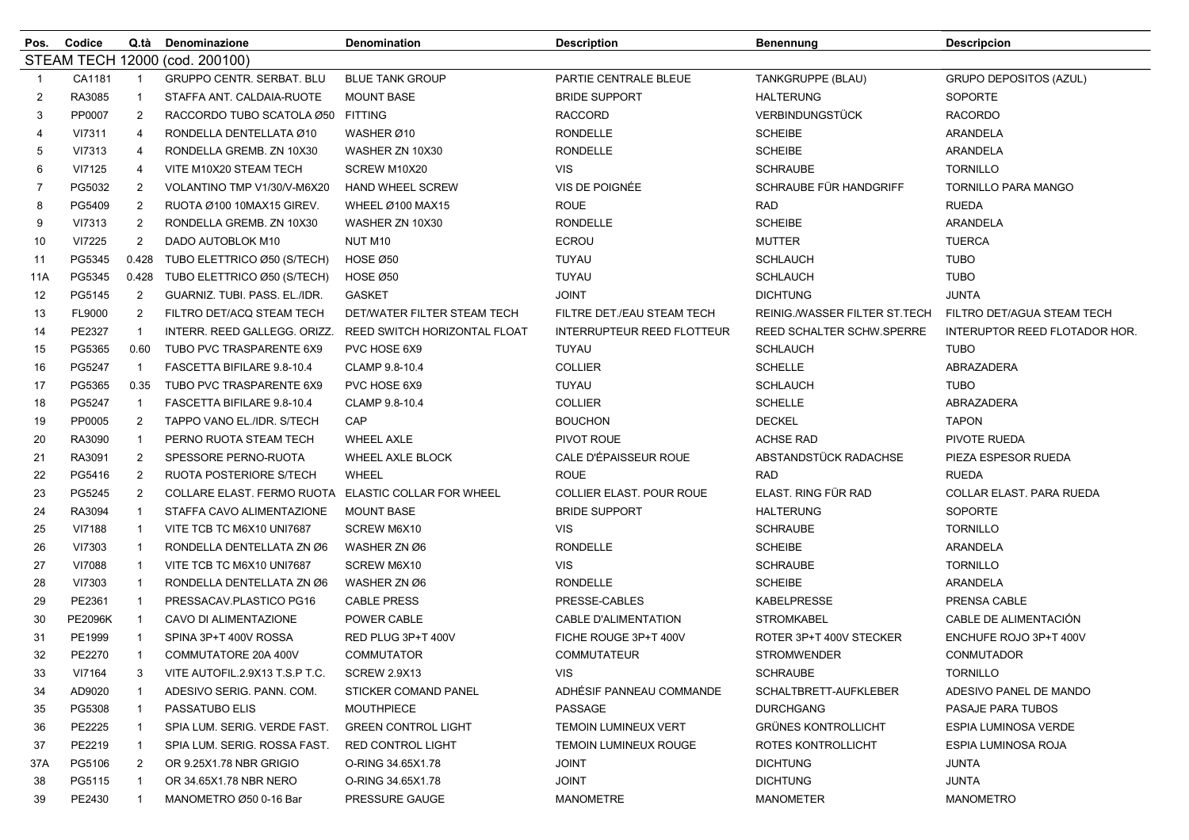| Pos. | Codice | Q.tà | Denominazione | Denomination | Description | Benennung | Descripcion |
|---|---|---|---|---|---|---|---|
| STEAM TECH 12000 (cod. 200100) | | | | | | | |
| 1 | CA1181 | 1 | GRUPPO CENTR. SERBAT. BLU | BLUE TANK GROUP | PARTIE CENTRALE BLEUE | TANKGRUPPE (BLAU) | GRUPO DEPOSITOS (AZUL) |
| 2 | RA3085 | 1 | STAFFA ANT. CALDAIA-RUOTE | MOUNT BASE | BRIDE SUPPORT | HALTERUNG | SOPORTE |
| 3 | PP0007 | 2 | RACCORDO TUBO SCATOLA Ø50 | FITTING | RACCORD | VERBINDUNGSTÜCK | RACORDO |
| 4 | VI7311 | 4 | RONDELLA DENTELLATA Ø10 | WASHER Ø10 | RONDELLE | SCHEIBE | ARANDELA |
| 5 | VI7313 | 4 | RONDELLA GREMB. ZN 10X30 | WASHER ZN 10X30 | RONDELLE | SCHEIBE | ARANDELA |
| 6 | VI7125 | 4 | VITE M10X20 STEAM TECH | SCREW M10X20 | VIS | SCHRAUBE | TORNILLO |
| 7 | PG5032 | 2 | VOLANTINO TMP V1/30/V-M6X20 | HAND WHEEL SCREW | VIS DE POIGNÉE | SCHRAUBE FÜR HANDGRIFF | TORNILLO PARA MANGO |
| 8 | PG5409 | 2 | RUOTA Ø100 10MAX15 GIREV. | WHEEL Ø100 MAX15 | ROUE | RAD | RUEDA |
| 9 | VI7313 | 2 | RONDELLA GREMB. ZN 10X30 | WASHER ZN 10X30 | RONDELLE | SCHEIBE | ARANDELA |
| 10 | VI7225 | 2 | DADO AUTOBLOK M10 | NUT M10 | ECROU | MUTTER | TUERCA |
| 11 | PG5345 | 0.428 | TUBO ELETTRICO Ø50 (S/TECH) | HOSE Ø50 | TUYAU | SCHLAUCH | TUBO |
| 11A | PG5345 | 0.428 | TUBO ELETTRICO Ø50 (S/TECH) | HOSE Ø50 | TUYAU | SCHLAUCH | TUBO |
| 12 | PG5145 | 2 | GUARNIZ. TUBI. PASS. EL./IDR. | GASKET | JOINT | DICHTUNG | JUNTA |
| 13 | FL9000 | 2 | FILTRO DET/ACQ STEAM TECH | DET/WATER FILTER STEAM TECH | FILTRE DET./EAU STEAM TECH | REINIG./WASSER FILTER ST.TECH | FILTRO DET/AGUA STEAM TECH |
| 14 | PE2327 | 1 | INTERR. REED GALLEGG. ORIZZ. | REED SWITCH HORIZONTAL FLOAT | INTERRUPTEUR REED FLOTTEUR | REED SCHALTER SCHW.SPERRE | INTERUPTOR REED FLOTADOR HOR. |
| 15 | PG5365 | 0.60 | TUBO PVC TRASPARENTE 6X9 | PVC HOSE 6X9 | TUYAU | SCHLAUCH | TUBO |
| 16 | PG5247 | 1 | FASCETTA BIFILARE 9.8-10.4 | CLAMP 9.8-10.4 | COLLIER | SCHELLE | ABRAZADERA |
| 17 | PG5365 | 0.35 | TUBO PVC TRASPARENTE 6X9 | PVC HOSE 6X9 | TUYAU | SCHLAUCH | TUBO |
| 18 | PG5247 | 1 | FASCETTA BIFILARE 9.8-10.4 | CLAMP 9.8-10.4 | COLLIER | SCHELLE | ABRAZADERA |
| 19 | PP0005 | 2 | TAPPO VANO EL./IDR. S/TECH | CAP | BOUCHON | DECKEL | TAPON |
| 20 | RA3090 | 1 | PERNO RUOTA STEAM TECH | WHEEL AXLE | PIVOT ROUE | ACHSE RAD | PIVOTE RUEDA |
| 21 | RA3091 | 2 | SPESSORE PERNO-RUOTA | WHEEL AXLE BLOCK | CALE D'ÉPAISSEUR ROUE | ABSTANDSTÜCK RADACHSE | PIEZA ESPESOR RUEDA |
| 22 | PG5416 | 2 | RUOTA POSTERIORE S/TECH | WHEEL | ROUE | RAD | RUEDA |
| 23 | PG5245 | 2 | COLLARE ELAST. FERMO RUOTA | ELASTIC COLLAR FOR WHEEL | COLLIER ELAST. POUR ROUE | ELAST. RING FÜR RAD | COLLAR ELAST. PARA RUEDA |
| 24 | RA3094 | 1 | STAFFA CAVO ALIMENTAZIONE | MOUNT BASE | BRIDE SUPPORT | HALTERUNG | SOPORTE |
| 25 | VI7188 | 1 | VITE TCB TC M6X10 UNI7687 | SCREW M6X10 | VIS | SCHRAUBE | TORNILLO |
| 26 | VI7303 | 1 | RONDELLA DENTELLATA ZN Ø6 | WASHER ZN Ø6 | RONDELLE | SCHEIBE | ARANDELA |
| 27 | VI7088 | 1 | VITE TCB TC M6X10 UNI7687 | SCREW M6X10 | VIS | SCHRAUBE | TORNILLO |
| 28 | VI7303 | 1 | RONDELLA DENTELLATA ZN Ø6 | WASHER ZN Ø6 | RONDELLE | SCHEIBE | ARANDELA |
| 29 | PE2361 | 1 | PRESSACAV.PLASTICO PG16 | CABLE PRESS | PRESSE-CABLES | KABELPRESSE | PRENSA CABLE |
| 30 | PE2096K | 1 | CAVO DI ALIMENTAZIONE | POWER CABLE | CABLE D'ALIMENTATION | STROMKABEL | CABLE DE ALIMENTACIÓN |
| 31 | PE1999 | 1 | SPINA 3P+T 400V ROSSA | RED PLUG 3P+T 400V | FICHE ROUGE 3P+T 400V | ROTER 3P+T 400V STECKER | ENCHUFE ROJO 3P+T 400V |
| 32 | PE2270 | 1 | COMMUTATORE 20A 400V | COMMUTATOR | COMMUTATEUR | STROMWENDER | CONMUTADOR |
| 33 | VI7164 | 3 | VITE AUTOFIL.2.9X13 T.S.P T.C. | SCREW 2.9X13 | VIS | SCHRAUBE | TORNILLO |
| 34 | AD9020 | 1 | ADESIVO SERIG. PANN. COM. | STICKER COMAND PANEL | ADHÉSIF PANNEAU COMMANDE | SCHALTBRETT-AUFKLEBER | ADESIVO PANEL DE MANDO |
| 35 | PG5308 | 1 | PASSATUBO ELIS | MOUTHPIECE | PASSAGE | DURCHGANG | PASAJE PARA TUBOS |
| 36 | PE2225 | 1 | SPIA LUM. SERIG. VERDE FAST. | GREEN CONTROL LIGHT | TEMOIN LUMINEUX VERT | GRÜNES KONTROLLICHT | ESPIA LUMINOSA VERDE |
| 37 | PE2219 | 1 | SPIA LUM. SERIG. ROSSA FAST. | RED CONTROL LIGHT | TEMOIN LUMINEUX ROUGE | ROTES KONTROLLICHT | ESPIA LUMINOSA ROJA |
| 37A | PG5106 | 2 | OR 9.25X1.78 NBR GRIGIO | O-RING 34.65X1.78 | JOINT | DICHTUNG | JUNTA |
| 38 | PG5115 | 1 | OR 34.65X1.78 NBR NERO | O-RING 34.65X1.78 | JOINT | DICHTUNG | JUNTA |
| 39 | PE2430 | 1 | MANOMETRO Ø50 0-16 Bar | PRESSURE GAUGE | MANOMETRE | MANOMETER | MANOMETRO |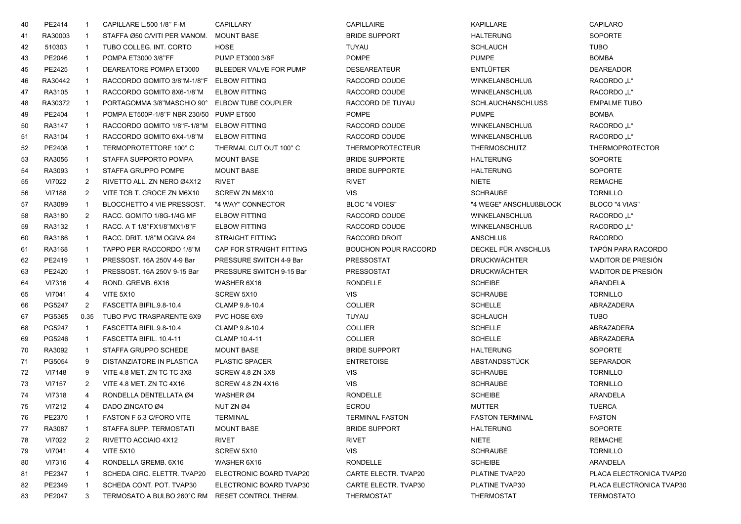| | | | | | | | | |
|---|---|---|---|---|---|---|---|---|
| 40 | PE2414 | 1 | CAPILLARE L.500 1/8'' F-M | CAPILLARY | CAPILLAIRE | KAPILLARE | CAPILARO |
| 41 | RA30003 | 1 | STAFFA Ø50 C/VITI PER MANOM. | MOUNT BASE | BRIDE SUPPORT | HALTERUNG | SOPORTE |
| 42 | 510303 | 1 | TUBO COLLEG. INT. CORTO | HOSE | TUYAU | SCHLAUCH | TUBO |
| 43 | PE2046 | 1 | POMPA ET3000 3/8''FF | PUMP ET3000 3/8F | POMPE | PUMPE | BOMBA |
| 45 | PE2425 | 1 | DEAREATORE POMPA ET3000 | BLEEDER VALVE FOR PUMP | DESEAREATEUR | ENTLÜFTER | DEAREADOR |
| 46 | RA30442 | 1 | RACCORDO GOMITO 3/8''M-1/8''F | ELBOW FITTING | RACCORD COUDE | WINKELANSCHLUß | RACORDO „L“ |
| 47 | RA3105 | 1 | RACCORDO GOMITO 8X6-1/8''M | ELBOW FITTING | RACCORD COUDE | WINKELANSCHLUß | RACORDO „L“ |
| 48 | RA30372 | 1 | PORTAGOMMA 3/8''MASCHIO 90° | ELBOW TUBE COUPLER | RACCORD DE TUYAU | SCHLAUCHANSCHLUSS | EMPALME TUBO |
| 49 | PE2404 | 1 | POMPA ET500P-1/8''F NBR 230/50 | PUMP ET500 | POMPE | PUMPE | BOMBA |
| 50 | RA3147 | 1 | RACCORDO GOMITO 1/8''F-1/8''M | ELBOW FITTING | RACCORD COUDE | WINKELANSCHLUß | RACORDO „L“ |
| 51 | RA3104 | 1 | RACCORDO GOMITO 6X4-1/8''M | ELBOW FITTING | RACCORD COUDE | WINKELANSCHLUß | RACORDO „L“ |
| 52 | PE2408 | 1 | TERMOPROTETTORE 100° C | THERMAL CUT OUT 100° C | THERMOPROTECTEUR | THERMOSCHUTZ | THERMOPROTECTOR |
| 53 | RA3056 | 1 | STAFFA SUPPORTO POMPA | MOUNT BASE | BRIDE SUPPORTE | HALTERUNG | SOPORTE |
| 54 | RA3093 | 1 | STAFFA GRUPPO POMPE | MOUNT BASE | BRIDE SUPPORTE | HALTERUNG | SOPORTE |
| 55 | VI7022 | 2 | RIVETTO ALL. ZN NERO Ø4X12 | RIVET | RIVET | NIETE | REMACHE |
| 56 | VI7188 | 2 | VITE TCB T. CROCE ZN M6X10 | SCREW ZN M6X10 | VIS | SCHRAUBE | TORNILLO |
| 57 | RA3089 | 1 | BLOCCHETTO 4 VIE PRESSOST. | "4 WAY" CONNECTOR | BLOC "4 VOIES" | "4 WEGE" ANSCHLUßBLOCK | BLOCO "4 VIAS" |
| 58 | RA3180 | 2 | RACC. GOMITO 1/8G-1/4G MF | ELBOW FITTING | RACCORD COUDE | WINKELANSCHLUß | RACORDO „L“ |
| 59 | RA3132 | 1 | RACC. A T 1/8''FX1/8''MX1/8''F | ELBOW FITTING | RACCORD COUDE | WINKELANSCHLUß | RACORDO „L“ |
| 60 | RA3186 | 1 | RACC. DRIT. 1/8''M OGIVA Ø4 | STRAIGHT FITTING | RACCORD DROIT | ANSCHLUß | RACORDO |
| 61 | RA3168 | 1 | TAPPO PER RACCORDO 1/8''M | CAP FOR STRAIGHT FITTING | BOUCHON POUR RACCORD | DECKEL FÜR ANSCHLUß | TAPÓN PARA RACORDO |
| 62 | PE2419 | 1 | PRESSOST. 16A 250V 4-9 Bar | PRESSURE SWITCH 4-9 Bar | PRESSOSTAT | DRUCKWÄCHTER | MADITOR DE PRESIÓN |
| 63 | PE2420 | 1 | PRESSOST. 16A 250V 9-15 Bar | PRESSURE SWITCH 9-15 Bar | PRESSOSTAT | DRUCKWÄCHTER | MADITOR DE PRESIÓN |
| 64 | VI7316 | 4 | ROND. GREMB. 6X16 | WASHER 6X16 | RONDELLE | SCHEIBE | ARANDELA |
| 65 | VI7041 | 4 | VITE 5X10 | SCREW 5X10 | VIS | SCHRAUBE | TORNILLO |
| 66 | PG5247 | 2 | FASCETTA BIFIL.9.8-10.4 | CLAMP 9.8-10.4 | COLLIER | SCHELLE | ABRAZADERA |
| 67 | PG5365 | 0.35 | TUBO PVC TRASPARENTE 6X9 | PVC HOSE 6X9 | TUYAU | SCHLAUCH | TUBO |
| 68 | PG5247 | 1 | FASCETTA BIFIL.9.8-10.4 | CLAMP 9.8-10.4 | COLLIER | SCHELLE | ABRAZADERA |
| 69 | PG5246 | 1 | FASCETTA BIFIL. 10.4-11 | CLAMP 10.4-11 | COLLIER | SCHELLE | ABRAZADERA |
| 70 | RA3092 | 1 | STAFFA GRUPPO SCHEDE | MOUNT BASE | BRIDE SUPPORT | HALTERUNG | SOPORTE |
| 71 | PG5054 | 9 | DISTANZIATORE IN PLASTICA | PLASTIC SPACER | ENTRETOISE | ABSTANDSSTÜCK | SEPARADOR |
| 72 | VI7148 | 9 | VITE 4.8 MET. ZN TC TC 3X8 | SCREW 4.8 ZN 3X8 | VIS | SCHRAUBE | TORNILLO |
| 73 | VI7157 | 2 | VITE 4.8 MET. ZN TC 4X16 | SCREW 4.8 ZN 4X16 | VIS | SCHRAUBE | TORNILLO |
| 74 | VI7318 | 4 | RONDELLA DENTELLATA Ø4 | WASHER Ø4 | RONDELLE | SCHEIBE | ARANDELA |
| 75 | VI7212 | 4 | DADO ZINCATO Ø4 | NUT ZN Ø4 | ECROU | MUTTER | TUERCA |
| 76 | PE2370 | 1 | FASTON F 6.3 C/FORO VITE | TERMINAL | TERMINAL FASTON | FASTON TERMINAL | FASTON |
| 77 | RA3087 | 1 | STAFFA SUPP. TERMOSTATI | MOUNT BASE | BRIDE SUPPORT | HALTERUNG | SOPORTE |
| 78 | VI7022 | 2 | RIVETTO ACCIAIO 4X12 | RIVET | RIVET | NIETE | REMACHE |
| 79 | VI7041 | 4 | VITE 5X10 | SCREW 5X10 | VIS | SCHRAUBE | TORNILLO |
| 80 | VI7316 | 4 | RONDELLA GREMB. 6X16 | WASHER 6X16 | RONDELLE | SCHEIBE | ARANDELA |
| 81 | PE2347 | 1 | SCHEDA CIRC. ELETTR. TVAP20 | ELECTRONIC BOARD TVAP20 | CARTE ELECTR. TVAP20 | PLATINE TVAP20 | PLACA ELECTRONICA TVAP20 |
| 82 | PE2349 | 1 | SCHEDA CONT. POT. TVAP30 | ELECTRONIC BOARD TVAP30 | CARTE ELECTR. TVAP30 | PLATINE TVAP30 | PLACA ELECTRONICA TVAP30 |
| 83 | PE2047 | 3 | TERMOSATO A BULBO 260°C RM | RESET CONTROL THERM. | THERMOSTAT | THERMOSTAT | TERMOSTATO |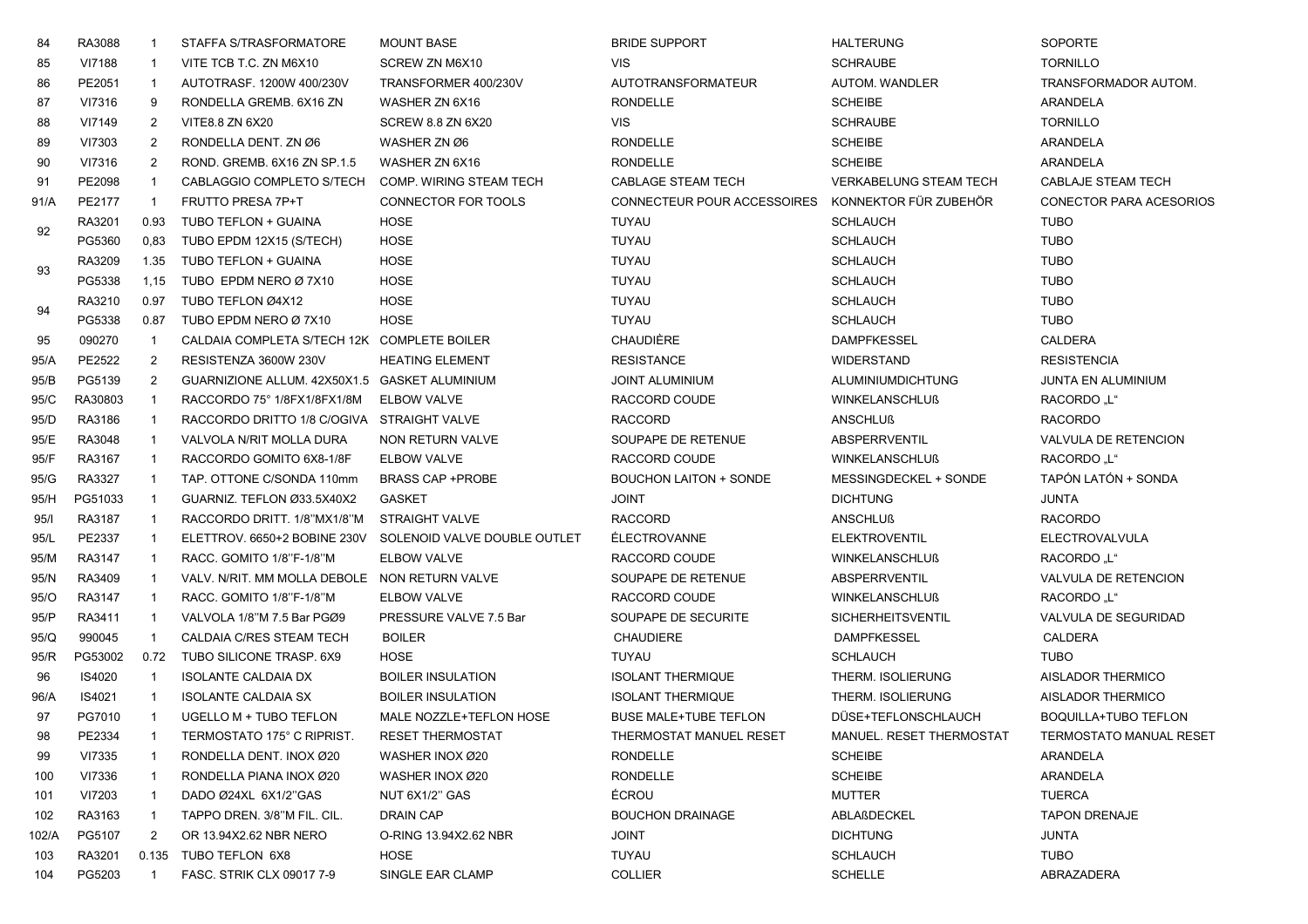| 84 | RA3088 | 1 | STAFFA S/TRASFORMATORE | MOUNT BASE | BRIDE SUPPORT | HALTERUNG | SOPORTE |
|---|---|---|---|---|---|---|---|
| 85 | VI7188 | 1 | VITE TCB T.C. ZN M6X10 | SCREW ZN M6X10 | VIS | SCHRAUBE | TORNILLO |
| 86 | PE2051 | 1 | AUTOTRASF. 1200W 400/230V | TRANSFORMER 400/230V | AUTOTRANSFORMATEUR | AUTOM. WANDLER | TRANSFORMADOR AUTOM. |
| 87 | VI7316 | 9 | RONDELLA GREMB. 6X16 ZN | WASHER ZN 6X16 | RONDELLE | SCHEIBE | ARANDELA |
| 88 | VI7149 | 2 | VITE8.8 ZN 6X20 | SCREW 8.8 ZN 6X20 | VIS | SCHRAUBE | TORNILLO |
| 89 | VI7303 | 2 | RONDELLA DENT. ZN Ø6 | WASHER ZN Ø6 | RONDELLE | SCHEIBE | ARANDELA |
| 90 | VI7316 | 2 | ROND. GREMB. 6X16 ZN SP.1.5 | WASHER ZN 6X16 | RONDELLE | SCHEIBE | ARANDELA |
| 91 | PE2098 | 1 | CABLAGGIO COMPLETO S/TECH | COMP. WIRING STEAM TECH | CABLAGE STEAM TECH | VERKABELUNG STEAM TECH | CABLAJE STEAM TECH |
| 91/A | PE2177 | 1 | FRUTTO PRESA 7P+T | CONNECTOR FOR TOOLS | CONNECTEUR POUR ACCESSOIRES | KONNEKTOR FÜR ZUBEHÖR | CONECTOR PARA ACESORIOS |
| 92 | RA3201 | 0.93 | TUBO TEFLON + GUAINA | HOSE | TUYAU | SCHLAUCH | TUBO |
| | PG5360 | 0,83 | TUBO EPDM 12X15 (S/TECH) | HOSE | TUYAU | SCHLAUCH | TUBO |
| 93 | RA3209 | 1.35 | TUBO TEFLON + GUAINA | HOSE | TUYAU | SCHLAUCH | TUBO |
| | PG5338 | 1,15 | TUBO EPDM NERO Ø 7X10 | HOSE | TUYAU | SCHLAUCH | TUBO |
| 94 | RA3210 | 0.97 | TUBO TEFLON Ø4X12 | HOSE | TUYAU | SCHLAUCH | TUBO |
| | PG5338 | 0.87 | TUBO EPDM NERO Ø 7X10 | HOSE | TUYAU | SCHLAUCH | TUBO |
| 95 | 090270 | 1 | CALDAIA COMPLETA S/TECH 12K | COMPLETE BOILER | CHAUDIÈRE | DAMPFKESSEL | CALDERA |
| 95/A | PE2522 | 2 | RESISTENZA 3600W 230V | HEATING ELEMENT | RESISTANCE | WIDERSTAND | RESISTENCIA |
| 95/B | PG5139 | 2 | GUARNIZIONE ALLUM. 42X50X1.5 | GASKET ALUMINIUM | JOINT ALUMINIUM | ALUMINIUMDICHTUNG | JUNTA EN ALUMINIUM |
| 95/C | RA30803 | 1 | RACCORDO 75° 1/8FX1/8FX1/8M | ELBOW VALVE | RACCORD COUDE | WINKELANSCHLUß | RACORDO „L" |
| 95/D | RA3186 | 1 | RACCORDO DRITTO 1/8 C/OGIVA | STRAIGHT VALVE | RACCORD | ANSCHLUß | RACORDO |
| 95/E | RA3048 | 1 | VALVOLA N/RIT MOLLA DURA | NON RETURN VALVE | SOUPAPE DE RETENUE | ABSPERRVENTIL | VALVULA DE RETENCION |
| 95/F | RA3167 | 1 | RACCORDO GOMITO 6X8-1/8F | ELBOW VALVE | RACCORD COUDE | WINKELANSCHLUß | RACORDO „L" |
| 95/G | RA3327 | 1 | TAP. OTTONE C/SONDA 110mm | BRASS CAP +PROBE | BOUCHON LAITON + SONDE | MESSINGDECKEL + SONDE | TAPÓN LATÓN + SONDA |
| 95/H | PG51033 | 1 | GUARNIZ. TEFLON Ø33.5X40X2 | GASKET | JOINT | DICHTUNG | JUNTA |
| 95/I | RA3187 | 1 | RACCORDO DRITT. 1/8"MX1/8"M | STRAIGHT VALVE | RACCORD | ANSCHLUß | RACORDO |
| 95/L | PE2337 | 1 | ELETTROV. 6650+2 BOBINE 230V | SOLENOID VALVE DOUBLE OUTLET | ÉLECTROVANNE | ELEKTROVENTIL | ELECTROVALVULA |
| 95/M | RA3147 | 1 | RACC. GOMITO 1/8"F-1/8"M | ELBOW VALVE | RACCORD COUDE | WINKELANSCHLUß | RACORDO „L" |
| 95/N | RA3409 | 1 | VALV. N/RIT. MM MOLLA DEBOLE | NON RETURN VALVE | SOUPAPE DE RETENUE | ABSPERRVENTIL | VALVULA DE RETENCION |
| 95/O | RA3147 | 1 | RACC. GOMITO 1/8"F-1/8"M | ELBOW VALVE | RACCORD COUDE | WINKELANSCHLUß | RACORDO „L" |
| 95/P | RA3411 | 1 | VALVOLA 1/8"M 7.5 Bar PGØ9 | PRESSURE VALVE 7.5 Bar | SOUPAPE DE SECURITE | SICHERHEITSVENTIL | VALVULA DE SEGURIDAD |
| 95/Q | 990045 | 1 | CALDAIA C/RES STEAM TECH | BOILER | CHAUDIERE | DAMPFKESSEL | CALDERA |
| 95/R | PG53002 | 0.72 | TUBO SILICONE TRASP. 6X9 | HOSE | TUYAU | SCHLAUCH | TUBO |
| 96 | IS4020 | 1 | ISOLANTE CALDAIA DX | BOILER INSULATION | ISOLANT THERMIQUE | THERM. ISOLIERUNG | AISLADOR THERMICO |
| 96/A | IS4021 | 1 | ISOLANTE CALDAIA SX | BOILER INSULATION | ISOLANT THERMIQUE | THERM. ISOLIERUNG | AISLADOR THERMICO |
| 97 | PG7010 | 1 | UGELLO M + TUBO TEFLON | MALE NOZZLE+TEFLON HOSE | BUSE MALE+TUBE TEFLON | DÜSE+TEFLONSCHLAUCH | BOQUILLA+TUBO TEFLON |
| 98 | PE2334 | 1 | TERMOSTATO 175° C RIPRIST. | RESET THERMOSTAT | THERMOSTAT MANUEL RESET | MANUEL. RESET THERMOSTAT | TERMOSTATO MANUAL RESET |
| 99 | VI7335 | 1 | RONDELLA DENT. INOX Ø20 | WASHER INOX Ø20 | RONDELLE | SCHEIBE | ARANDELA |
| 100 | VI7336 | 1 | RONDELLA PIANA INOX Ø20 | WASHER INOX Ø20 | RONDELLE | SCHEIBE | ARANDELA |
| 101 | VI7203 | 1 | DADO Ø24XL 6X1/2"GAS | NUT 6X1/2" GAS | ÉCROU | MUTTER | TUERCA |
| 102 | RA3163 | 1 | TAPPO DREN. 3/8"M FIL. CIL. | DRAIN CAP | BOUCHON DRAINAGE | ABLAßDECKEL | TAPON DRENAJE |
| 102/A | PG5107 | 2 | OR 13.94X2.62 NBR NERO | O-RING 13.94X2.62 NBR | JOINT | DICHTUNG | JUNTA |
| 103 | RA3201 | 0.135 | TUBO TEFLON 6X8 | HOSE | TUYAU | SCHLAUCH | TUBO |
| 104 | PG5203 | 1 | FASC. STRIK CLX 09017 7-9 | SINGLE EAR CLAMP | COLLIER | SCHELLE | ABRAZADERA |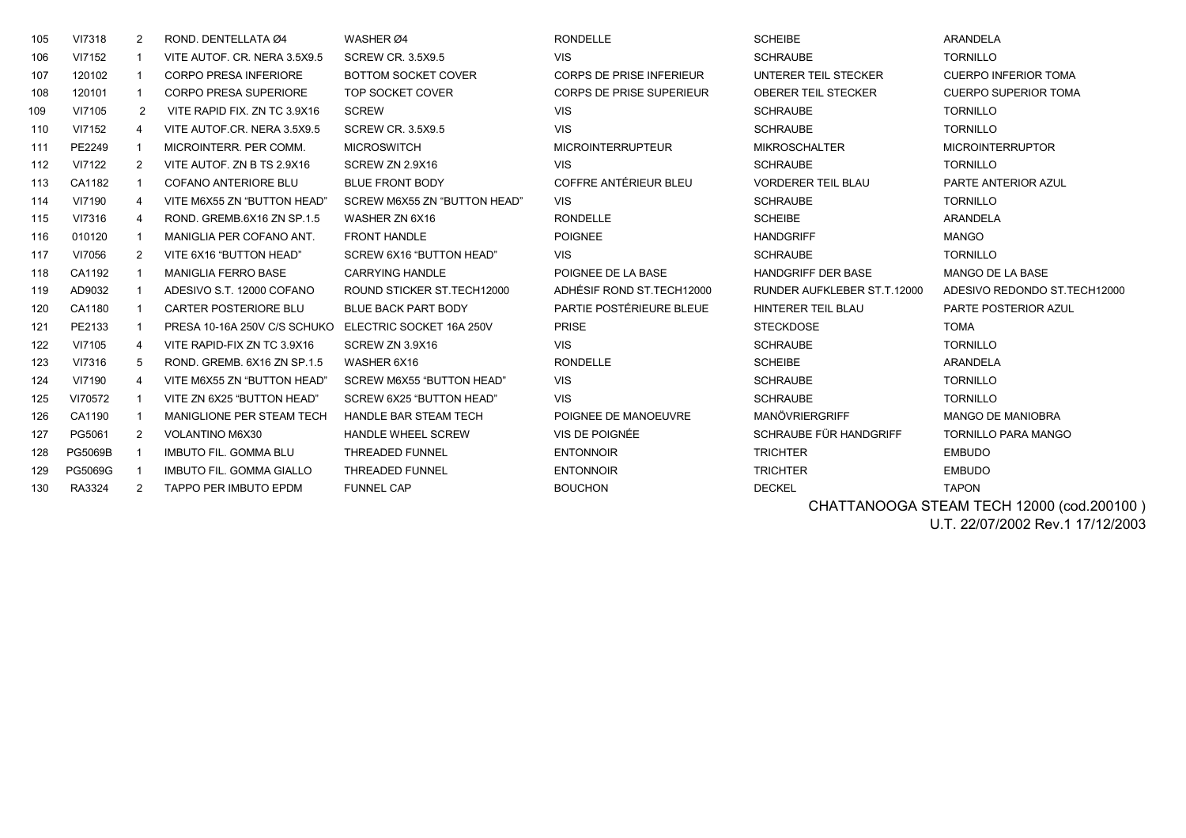| 105 | VI7318 | 2 | ROND. DENTELLATA Ø4 | WASHER Ø4 | RONDELLE | SCHEIBE | ARANDELA |
|---|---|---|---|---|---|---|---|
| 106 | VI7152 | 1 | VITE AUTOF. CR. NERA 3.5X9.5 | SCREW CR. 3.5X9.5 | VIS | SCHRAUBE | TORNILLO |
| 107 | 120102 | 1 | CORPO PRESA INFERIORE | BOTTOM SOCKET COVER | CORPS DE PRISE INFERIEUR | UNTERER TEIL STECKER | CUERPO INFERIOR TOMA |
| 108 | 120101 | 1 | CORPO PRESA SUPERIORE | TOP SOCKET COVER | CORPS DE PRISE SUPERIEUR | OBERER TEIL STECKER | CUERPO SUPERIOR TOMA |
| 109 | VI7105 | 2 | VITE RAPID FIX. ZN TC 3.9X16 | SCREW | VIS | SCHRAUBE | TORNILLO |
| 110 | VI7152 | 4 | VITE AUTOF.CR. NERA 3.5X9.5 | SCREW CR. 3.5X9.5 | VIS | SCHRAUBE | TORNILLO |
| 111 | PE2249 | 1 | MICROINTERR. PER COMM. | MICROSWITCH | MICROINTERRUPTEUR | MIKROSCHALTER | MICROINTERRUPTOR |
| 112 | VI7122 | 2 | VITE AUTOF. ZN B TS 2.9X16 | SCREW ZN 2.9X16 | VIS | SCHRAUBE | TORNILLO |
| 113 | CA1182 | 1 | COFANO ANTERIORE BLU | BLUE FRONT BODY | COFFRE ANTÉRIEUR BLEU | VORDERER TEIL BLAU | PARTE ANTERIOR AZUL |
| 114 | VI7190 | 4 | VITE M6X55 ZN "BUTTON HEAD" | SCREW M6X55 ZN "BUTTON HEAD" | VIS | SCHRAUBE | TORNILLO |
| 115 | VI7316 | 4 | ROND. GREMB.6X16 ZN SP.1.5 | WASHER ZN 6X16 | RONDELLE | SCHEIBE | ARANDELA |
| 116 | 010120 | 1 | MANIGLIA PER COFANO ANT. | FRONT HANDLE | POIGNEE | HANDGRIFF | MANGO |
| 117 | VI7056 | 2 | VITE 6X16 "BUTTON HEAD" | SCREW 6X16 "BUTTON HEAD" | VIS | SCHRAUBE | TORNILLO |
| 118 | CA1192 | 1 | MANIGLIA FERRO BASE | CARRYING HANDLE | POIGNEE DE LA BASE | HANDGRIFF DER BASE | MANGO DE LA BASE |
| 119 | AD9032 | 1 | ADESIVO S.T. 12000 COFANO | ROUND STICKER ST.TECH12000 | ADHÉSIF ROND ST.TECH12000 | RUNDER AUFKLEBER ST.T.12000 | ADESIVO REDONDO ST.TECH12000 |
| 120 | CA1180 | 1 | CARTER POSTERIORE BLU | BLUE BACK PART BODY | PARTIE POSTÉRIEURE BLEUE | HINTERER TEIL BLAU | PARTE POSTERIOR AZUL |
| 121 | PE2133 | 1 | PRESA 10-16A 250V C/S SCHUKO | ELECTRIC SOCKET 16A 250V | PRISE | STECKDOSE | TOMA |
| 122 | VI7105 | 4 | VITE RAPID-FIX ZN TC 3.9X16 | SCREW ZN 3.9X16 | VIS | SCHRAUBE | TORNILLO |
| 123 | VI7316 | 5 | ROND. GREMB. 6X16 ZN SP.1.5 | WASHER 6X16 | RONDELLE | SCHEIBE | ARANDELA |
| 124 | VI7190 | 4 | VITE M6X55 ZN "BUTTON HEAD" | SCREW M6X55 "BUTTON HEAD" | VIS | SCHRAUBE | TORNILLO |
| 125 | VI70572 | 1 | VITE ZN 6X25 "BUTTON HEAD" | SCREW 6X25 "BUTTON HEAD" | VIS | SCHRAUBE | TORNILLO |
| 126 | CA1190 | 1 | MANIGLIONE PER STEAM TECH | HANDLE BAR STEAM TECH | POIGNEE DE MANOEUVRE | MANÖVRIERGRIFF | MANGO DE MANIOBRA |
| 127 | PG5061 | 2 | VOLANTINO M6X30 | HANDLE WHEEL SCREW | VIS DE POIGNÉE | SCHRAUBE FÜR HANDGRIFF | TORNILLO PARA MANGO |
| 128 | PG5069B | 1 | IMBUTO FIL. GOMMA BLU | THREADED FUNNEL | ENTONNOIR | TRICHTER | EMBUDO |
| 129 | PG5069G | 1 | IMBUTO FIL. GOMMA GIALLO | THREADED FUNNEL | ENTONNOIR | TRICHTER | EMBUDO |
| 130 | RA3324 | 2 | TAPPO PER IMBUTO EPDM | FUNNEL CAP | BOUCHON | DECKEL | TAPON |

CHATTANOOGA STEAM TECH 12000 (cod.200100 )
U.T. 22/07/2002 Rev.1 17/12/2003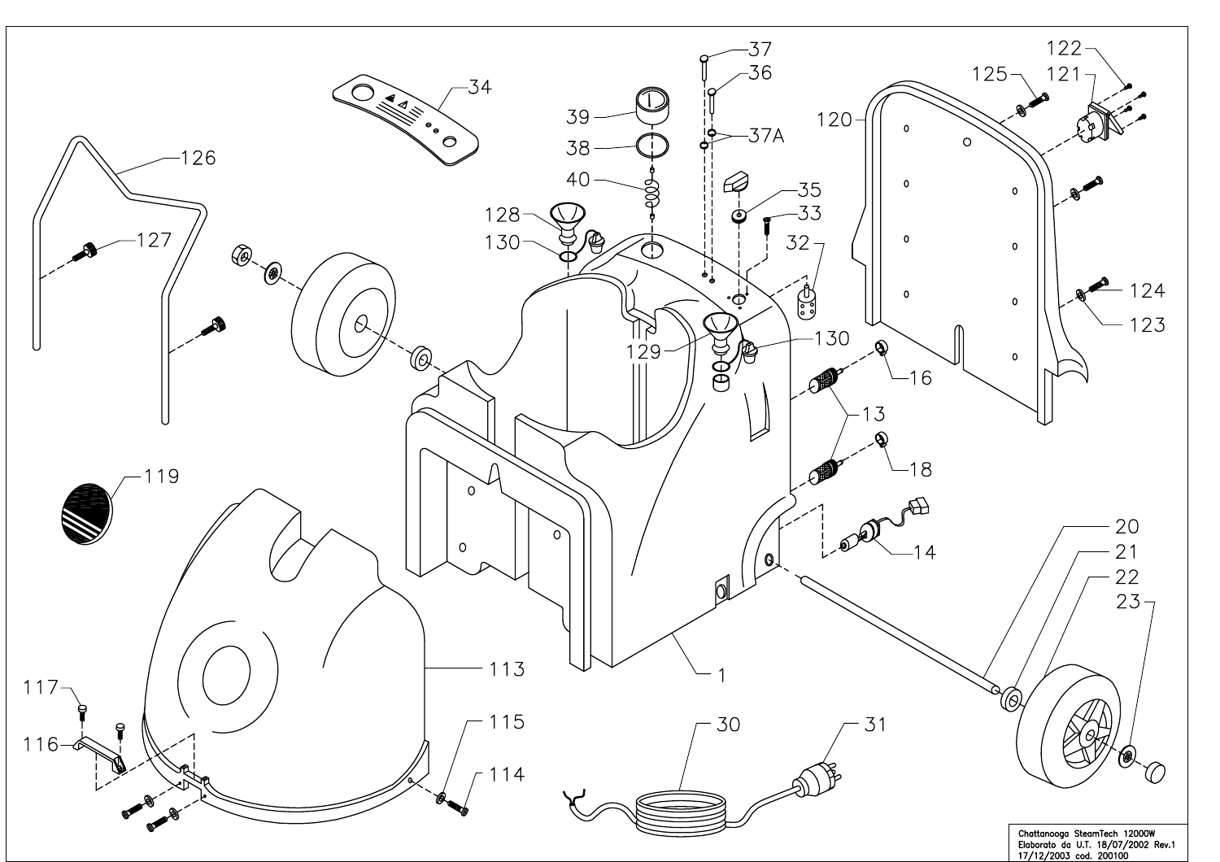Chattanooga SteamTech 12000W
Elaborato da U.T. 18/07/2002 Rev.1
17/12/2003 cod. 200100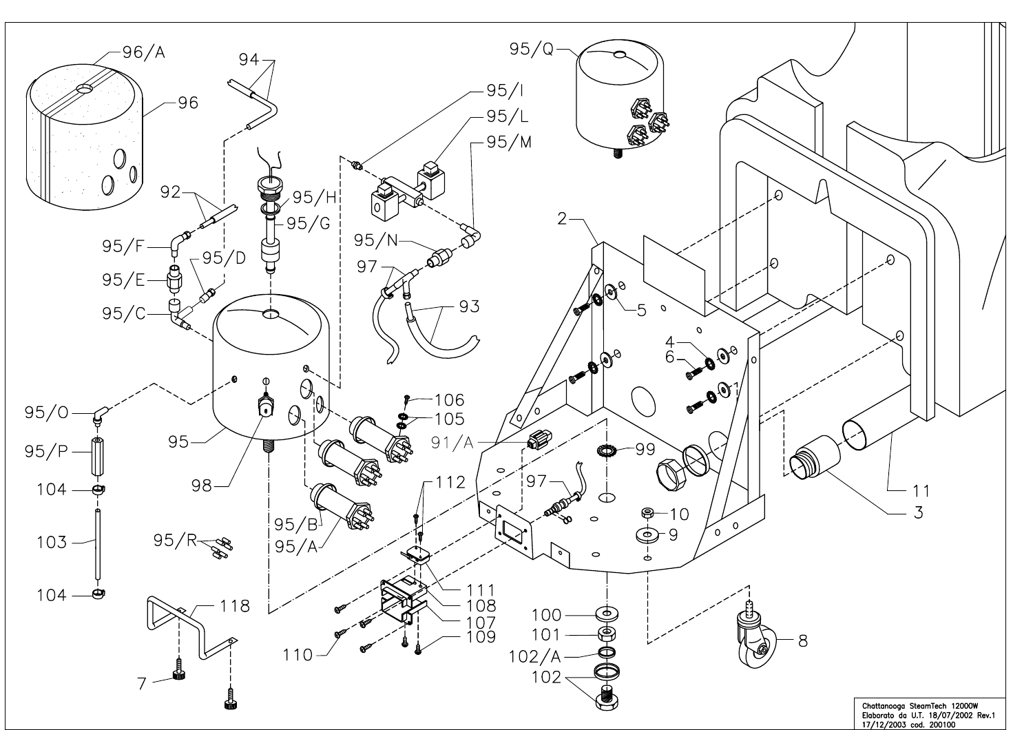Chattanooga SteamTech 12000W
Elaborato da U.T. 18/07/2002 Rev.1
17/12/2003 cod. 200100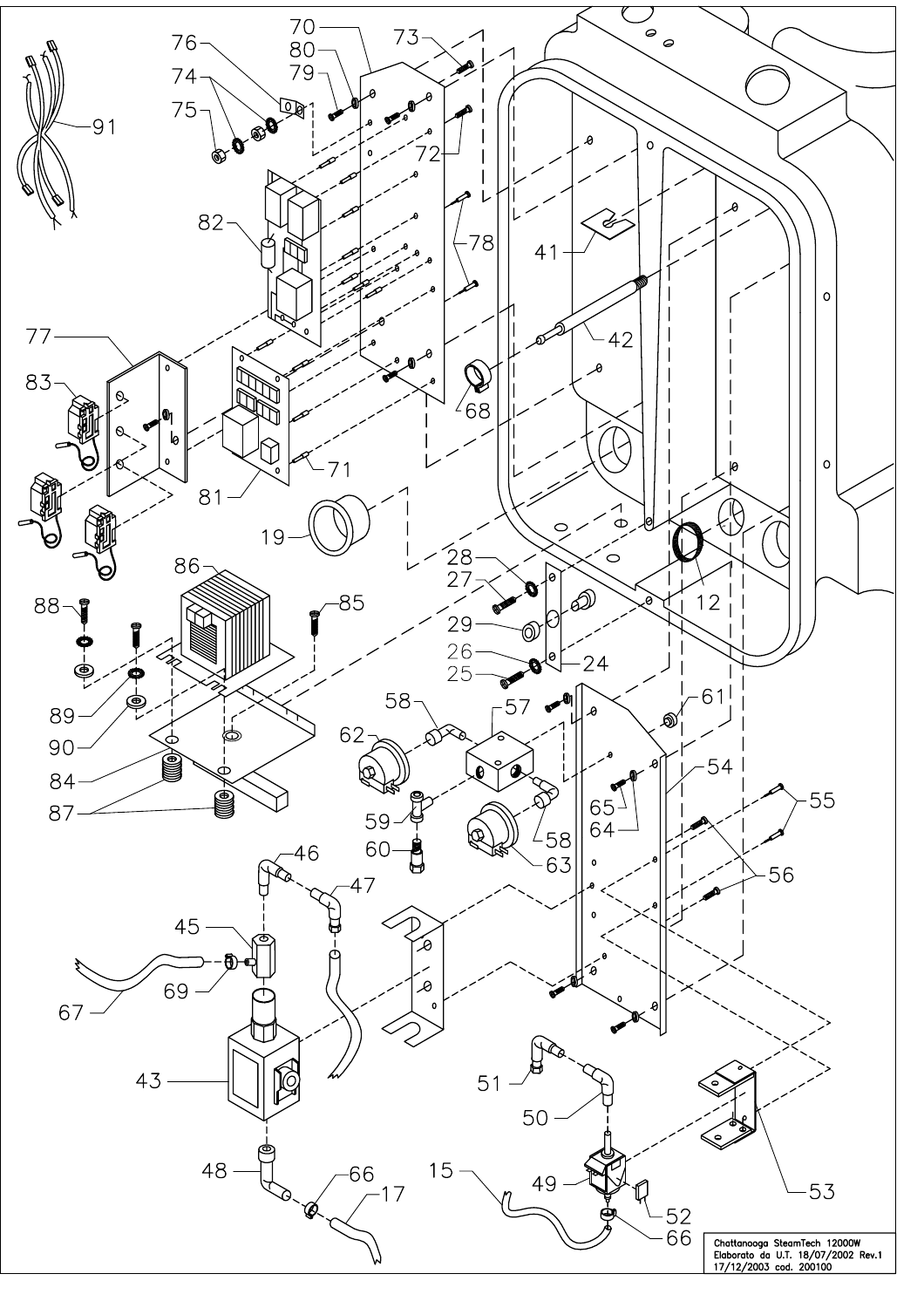91

76

74

75

80

79

70

73

72

78

82

77

83

41

42

68

71

81

19

28

27

29

26

25

24

12

86

88

85

89

90

84

87

58

57

62

59

60

58

63

61

65

64

54

55

56

46

47

45

69

67

43

48

66

17

51

50

15

49

52

66

53

Chattanooga SteamTech 12000W
Elaborato da U.T. 18/07/2002 Rev.1
17/12/2003 cod. 200100